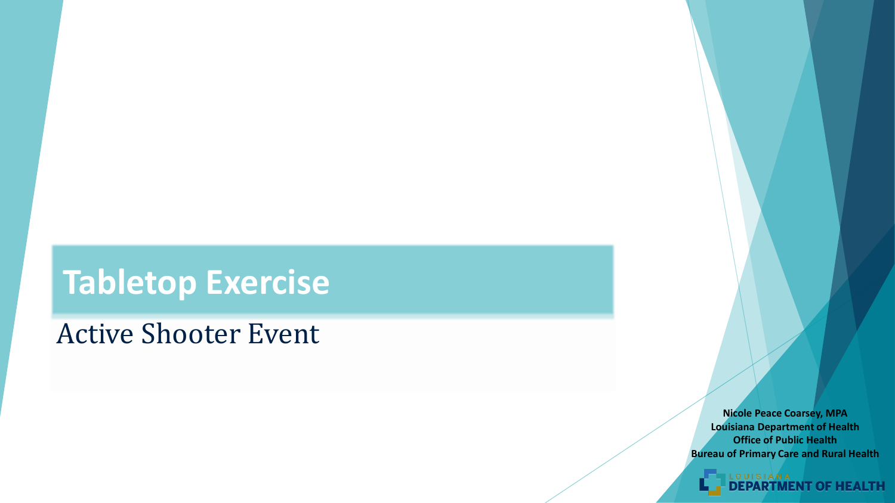# Tabletop Exercise

## Active Shooter Event

**Nicole Peace Coarsey, MPA**
**Louisiana Department of Health**
**Office of Public Health**
**Bureau of Primary Care and Rural Health**

LOUISIANA DEPARTMENT OF HEALTH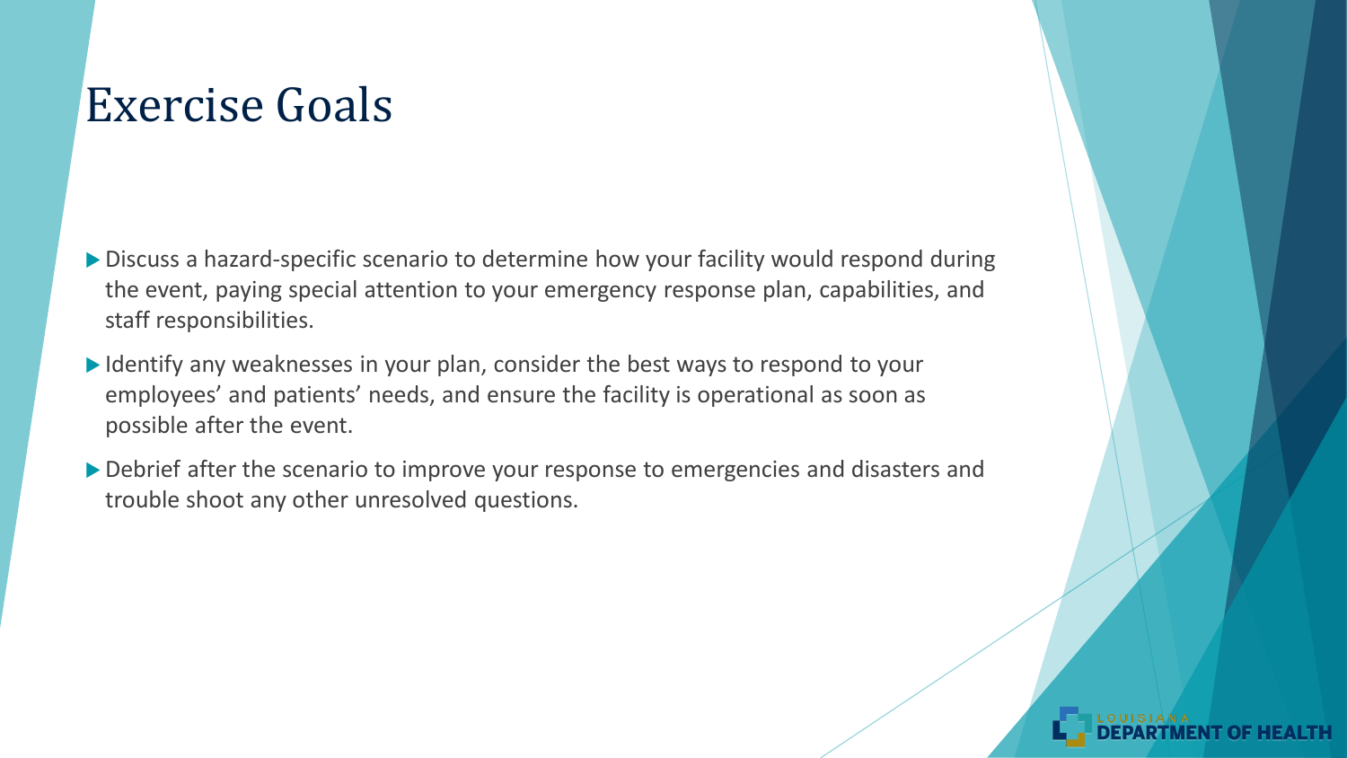# Exercise Goals

- Discuss a hazard-specific scenario to determine how your facility would respond during the event, paying special attention to your emergency response plan, capabilities, and staff responsibilities.
- Identify any weaknesses in your plan, consider the best ways to respond to your employees' and patients' needs, and ensure the facility is operational as soon as possible after the event.
- Debrief after the scenario to improve your response to emergencies and disasters and trouble shoot any other unresolved questions.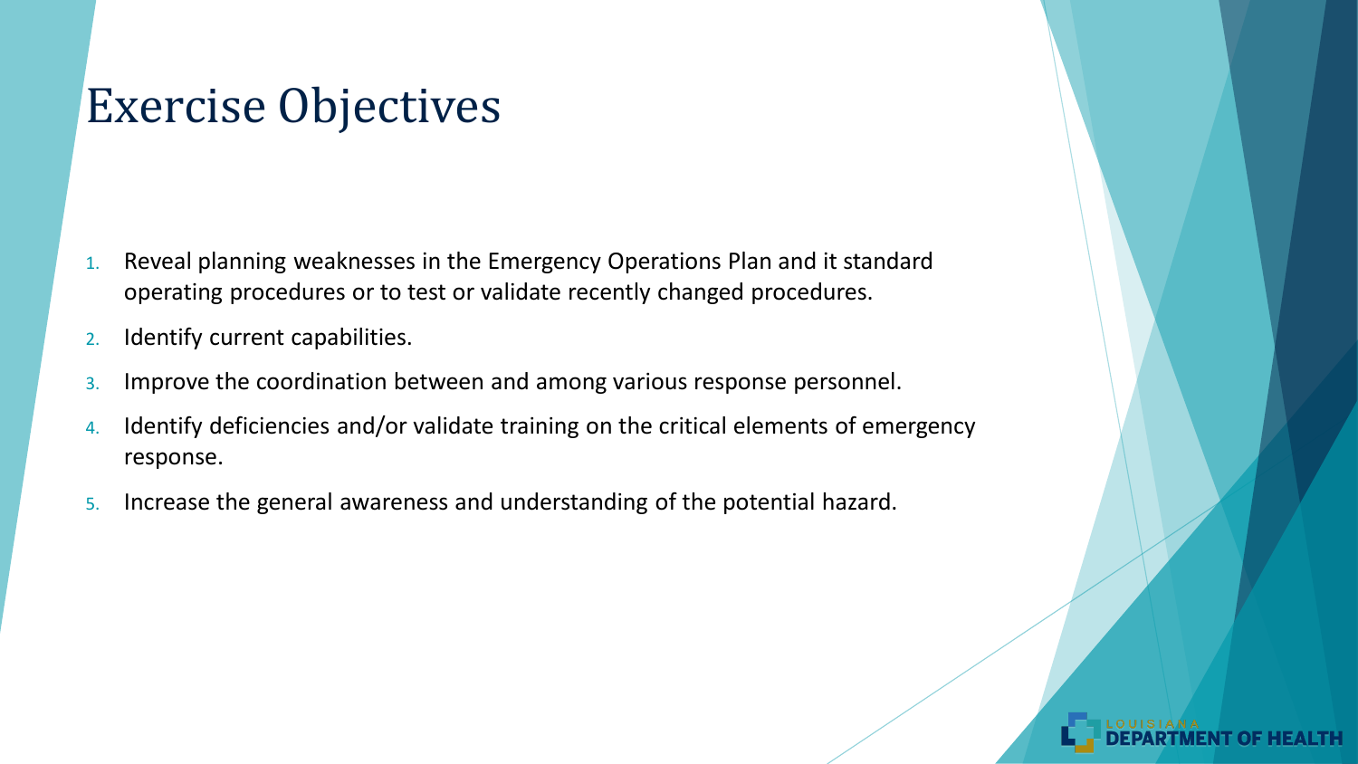# Exercise Objectives

1. Reveal planning weaknesses in the Emergency Operations Plan and it standard operating procedures or to test or validate recently changed procedures.
2. Identify current capabilities.
3. Improve the coordination between and among various response personnel.
4. Identify deficiencies and/or validate training on the critical elements of emergency response.
5. Increase the general awareness and understanding of the potential hazard.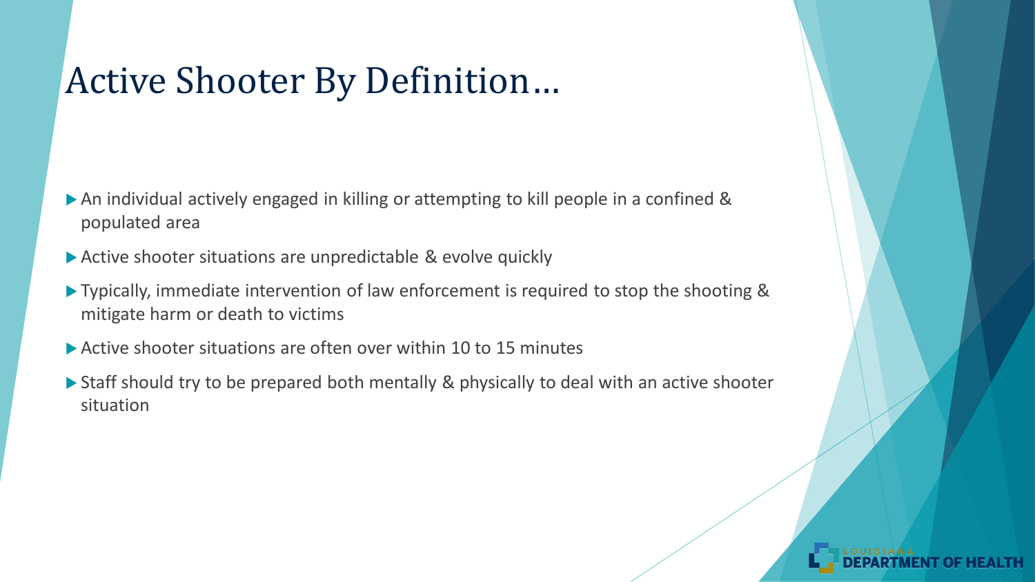# Active Shooter By Definition…

- An individual actively engaged in killing or attempting to kill people in a confined & populated area
- Active shooter situations are unpredictable & evolve quickly
- Typically, immediate intervention of law enforcement is required to stop the shooting & mitigate harm or death to victims
- Active shooter situations are often over within 10 to 15 minutes
- Staff should try to be prepared both mentally & physically to deal with an active shooter situation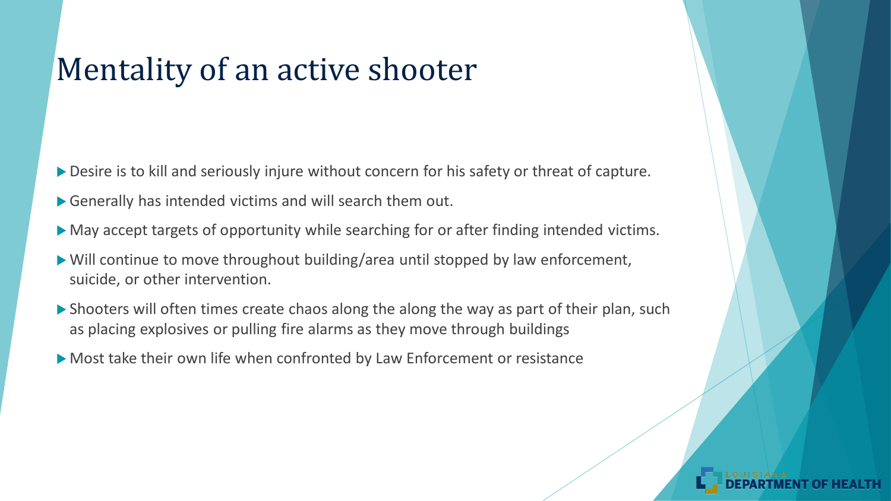# Mentality of an active shooter

- Desire is to kill and seriously injure without concern for his safety or threat of capture.
- Generally has intended victims and will search them out.
- May accept targets of opportunity while searching for or after finding intended victims.
- Will continue to move throughout building/area until stopped by law enforcement, suicide, or other intervention.
- Shooters will often times create chaos along the along the way as part of their plan, such as placing explosives or pulling fire alarms as they move through buildings
- Most take their own life when confronted by Law Enforcement or resistance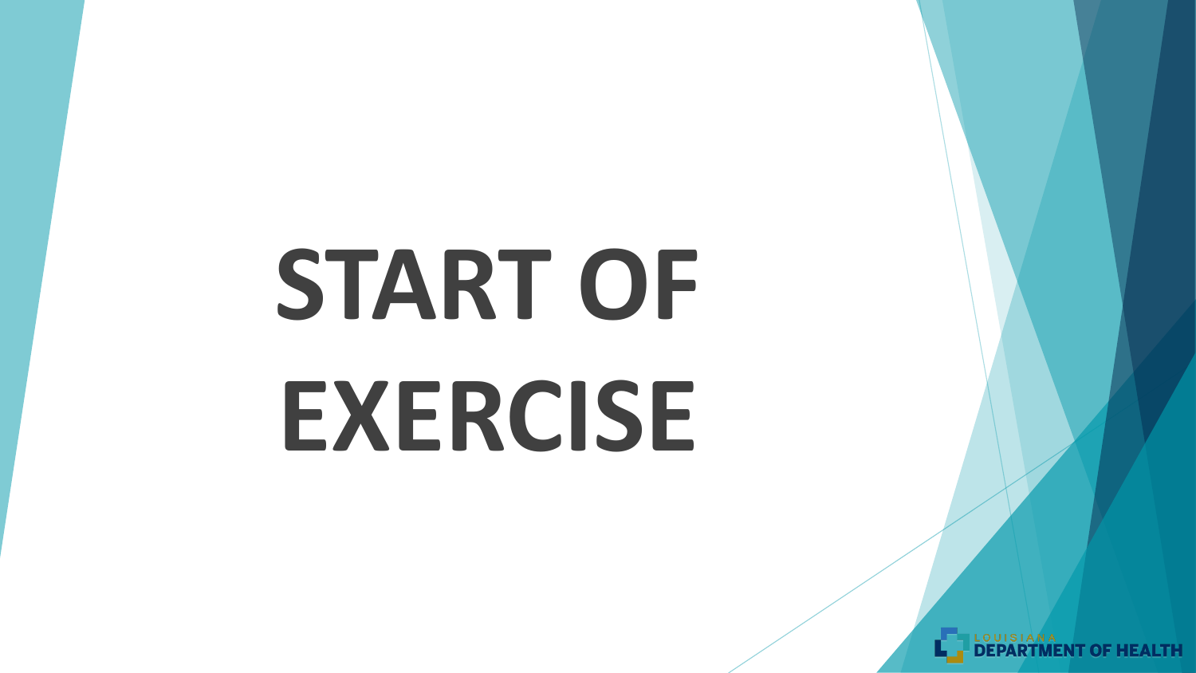# START OF EXERCISE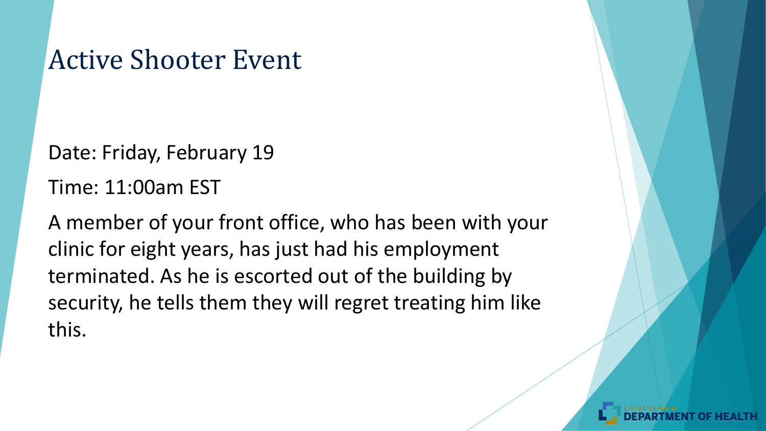# Active Shooter Event

Date: Friday, February 19

Time: 11:00am EST

A member of your front office, who has been with your clinic for eight years, has just had his employment terminated. As he is escorted out of the building by security, he tells them they will regret treating him like this.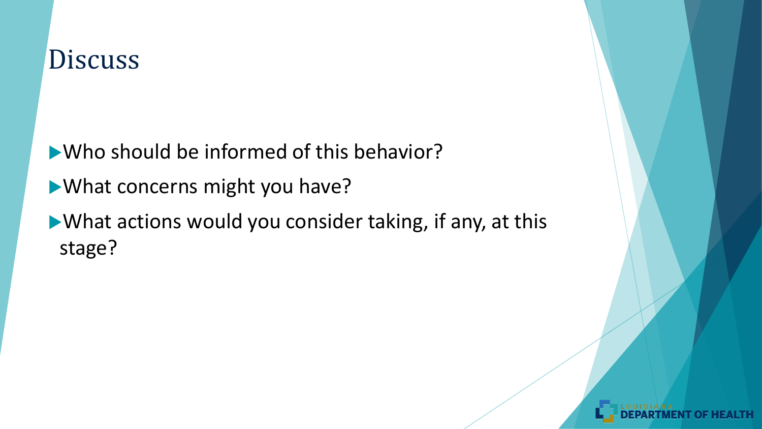# Discuss

- Who should be informed of this behavior?
- What concerns might you have?
- What actions would you consider taking, if any, at this stage?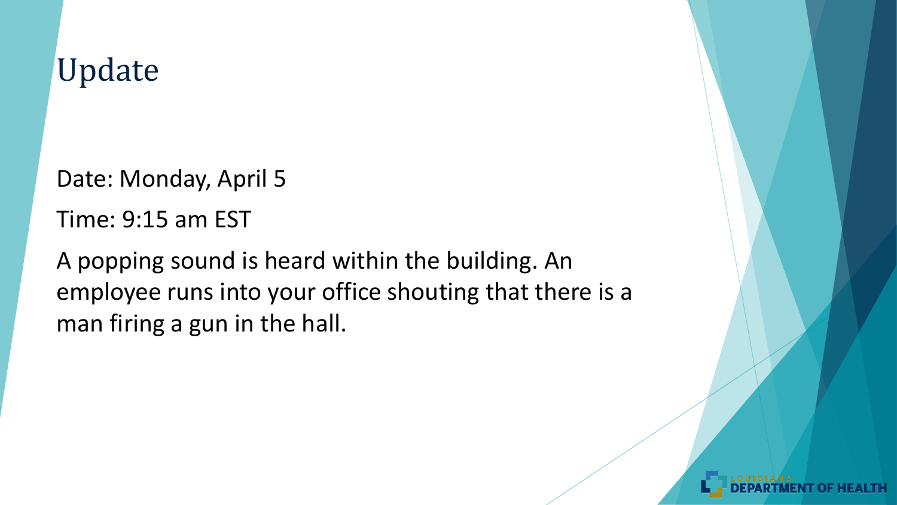# Update

Date: Monday, April 5

Time: 9:15 am EST

A popping sound is heard within the building. An employee runs into your office shouting that there is a man firing a gun in the hall.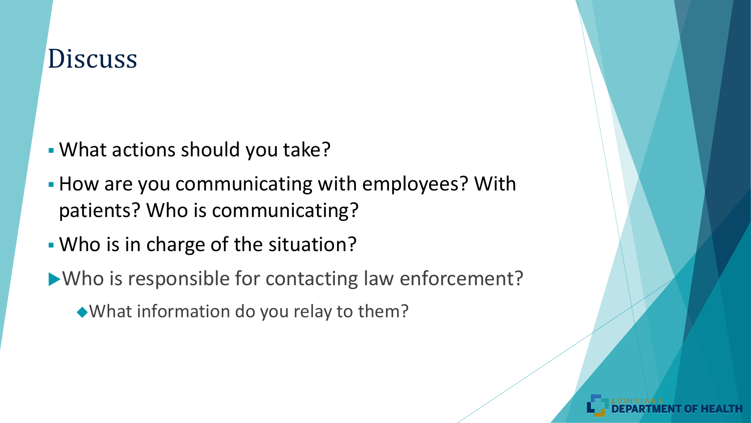# Discuss

- What actions should you take?
- How are you communicating with employees? With patients? Who is communicating?
- Who is in charge of the situation?
- Who is responsible for contacting law enforcement?
  - What information do you relay to them?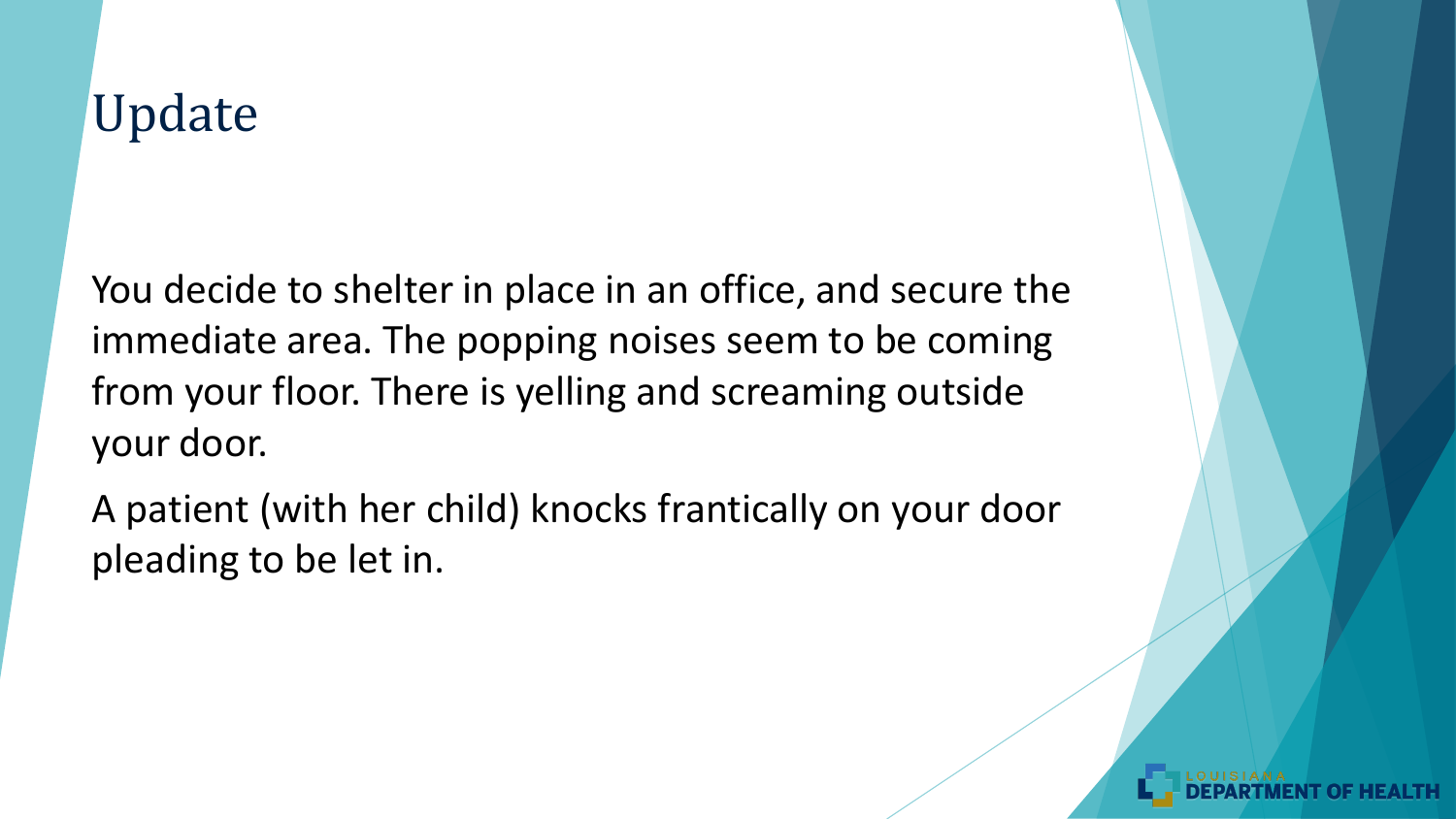# Update

You decide to shelter in place in an office, and secure the immediate area. The popping noises seem to be coming from your floor. There is yelling and screaming outside your door.

A patient (with her child) knocks frantically on your door pleading to be let in.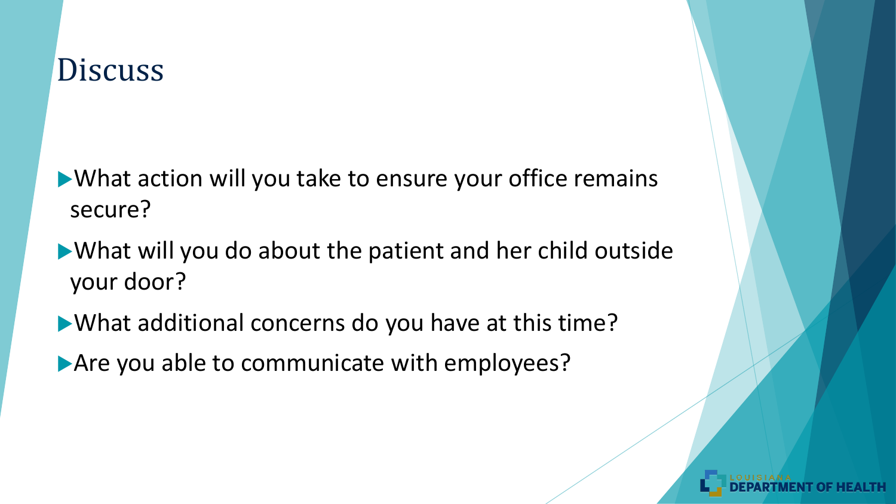# Discuss

- What action will you take to ensure your office remains secure?
- What will you do about the patient and her child outside your door?
- What additional concerns do you have at this time?
- Are you able to communicate with employees?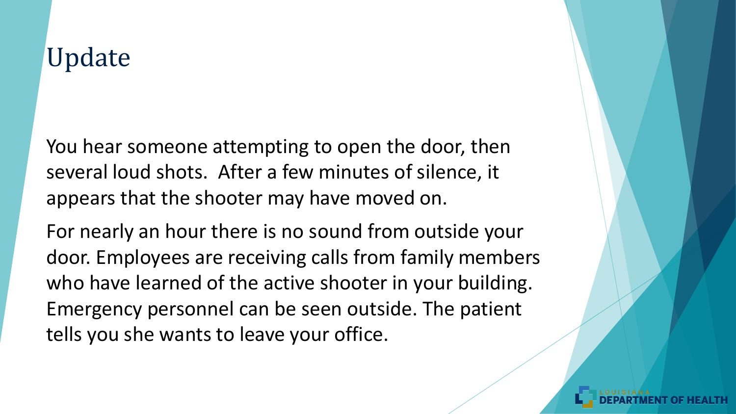# Update

You hear someone attempting to open the door, then several loud shots. After a few minutes of silence, it appears that the shooter may have moved on.

For nearly an hour there is no sound from outside your door. Employees are receiving calls from family members who have learned of the active shooter in your building. Emergency personnel can be seen outside. The patient tells you she wants to leave your office.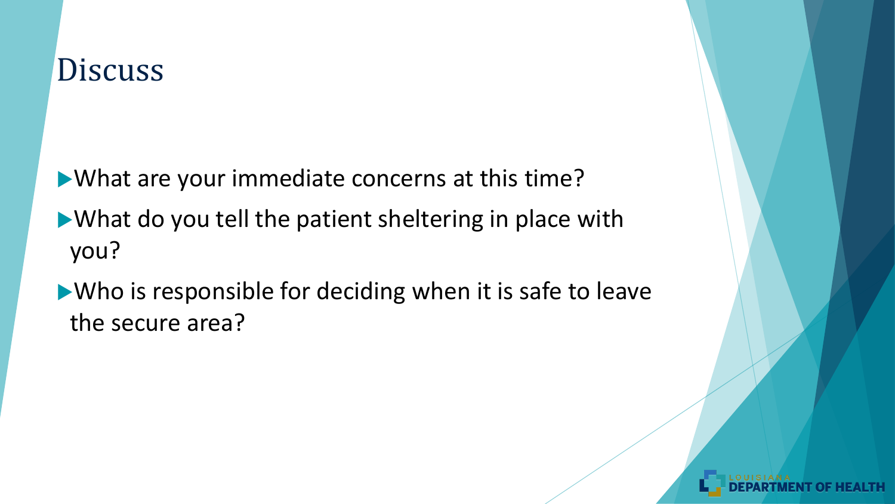# Discuss

- What are your immediate concerns at this time?
- What do you tell the patient sheltering in place with you?
- Who is responsible for deciding when it is safe to leave the secure area?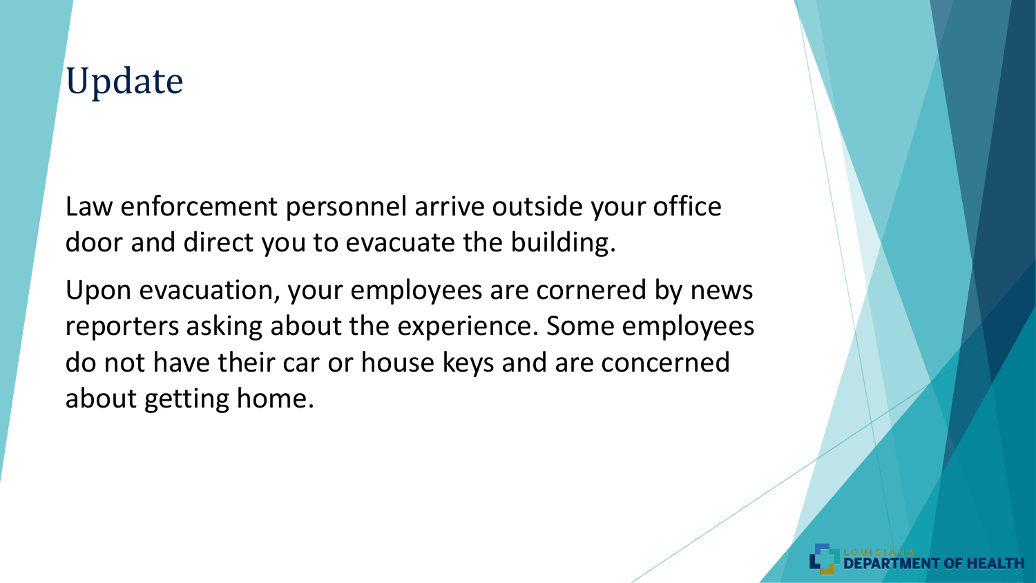# Update

Law enforcement personnel arrive outside your office door and direct you to evacuate the building.

Upon evacuation, your employees are cornered by news reporters asking about the experience. Some employees do not have their car or house keys and are concerned about getting home.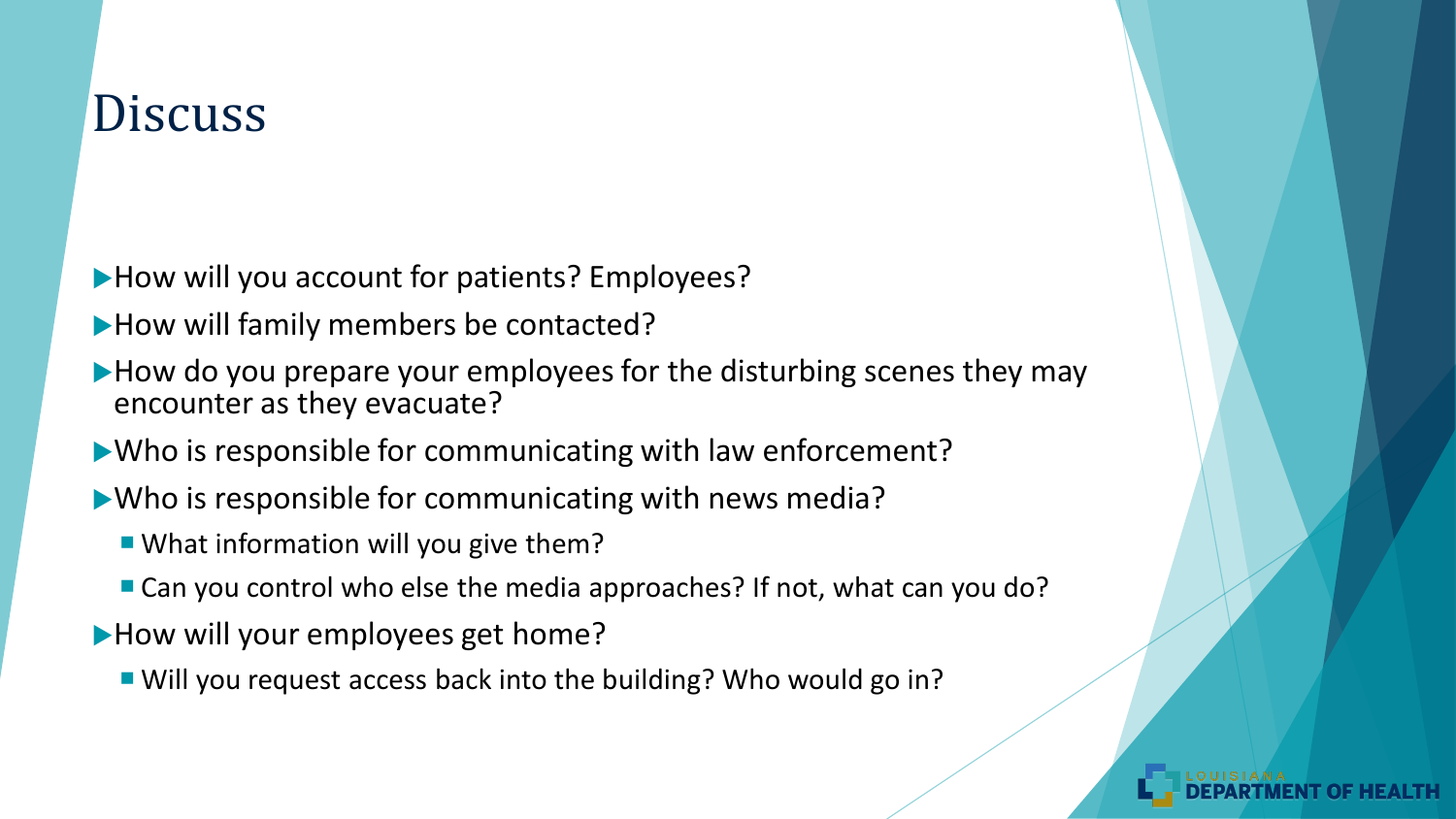# Discuss

- How will you account for patients? Employees?
- How will family members be contacted?
- How do you prepare your employees for the disturbing scenes they may encounter as they evacuate?
- Who is responsible for communicating with law enforcement?
- Who is responsible for communicating with news media?
  - What information will you give them?
  - Can you control who else the media approaches? If not, what can you do?
- How will your employees get home?
  - Will you request access back into the building? Who would go in?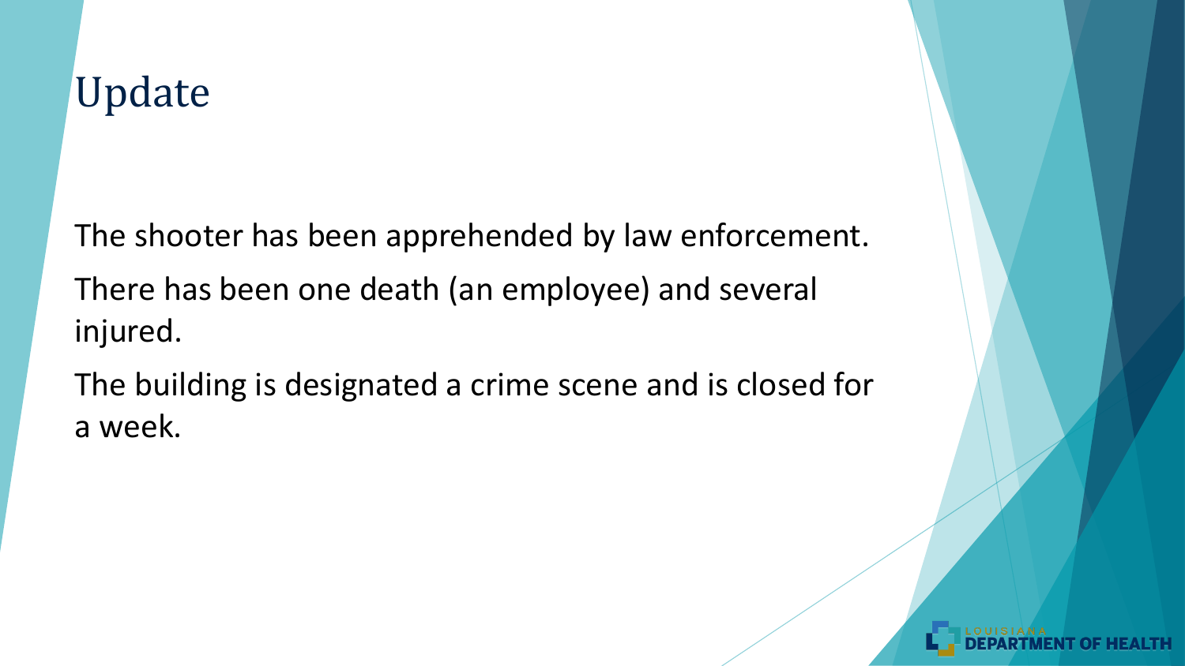# Update

The shooter has been apprehended by law enforcement.

There has been one death (an employee) and several injured.

The building is designated a crime scene and is closed for a week.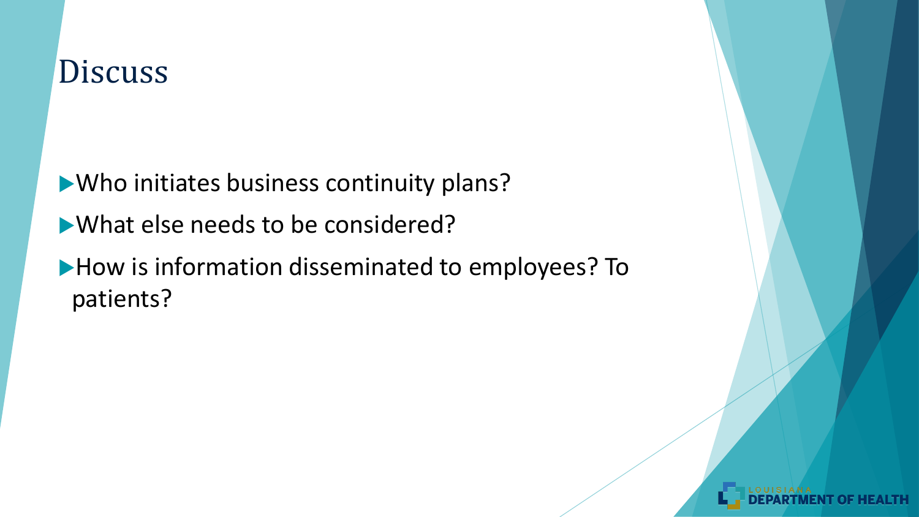# Discuss

- Who initiates business continuity plans?
- What else needs to be considered?
- How is information disseminated to employees? To patients?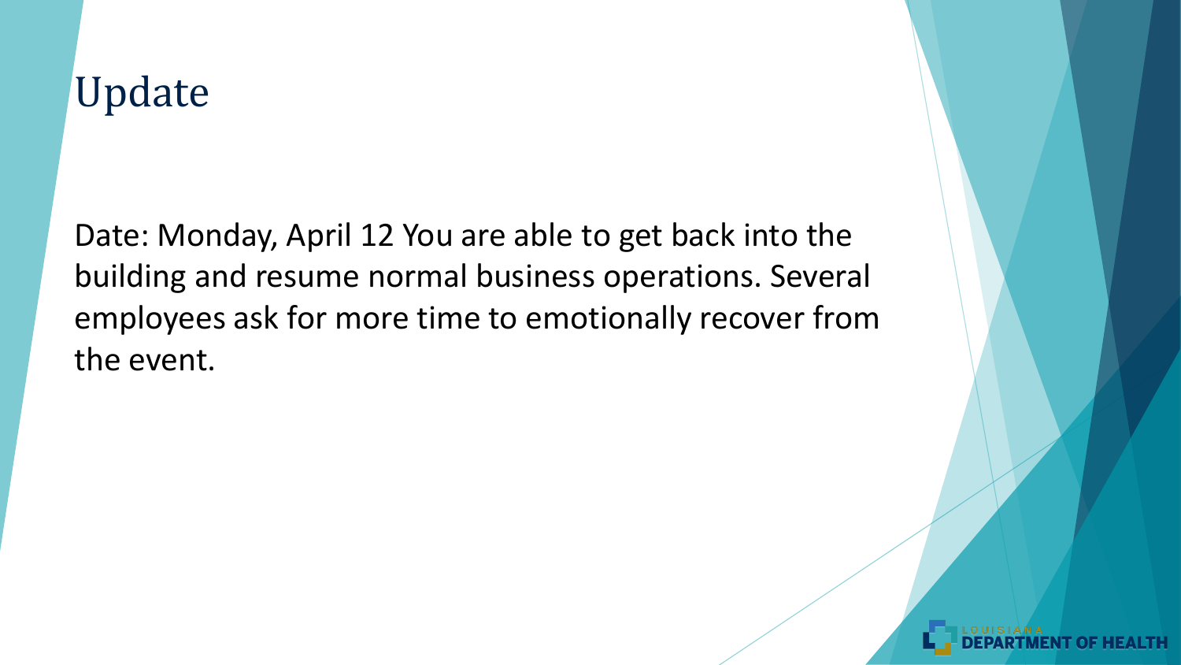# Update

Date: Monday, April 12 You are able to get back into the building and resume normal business operations. Several employees ask for more time to emotionally recover from the event.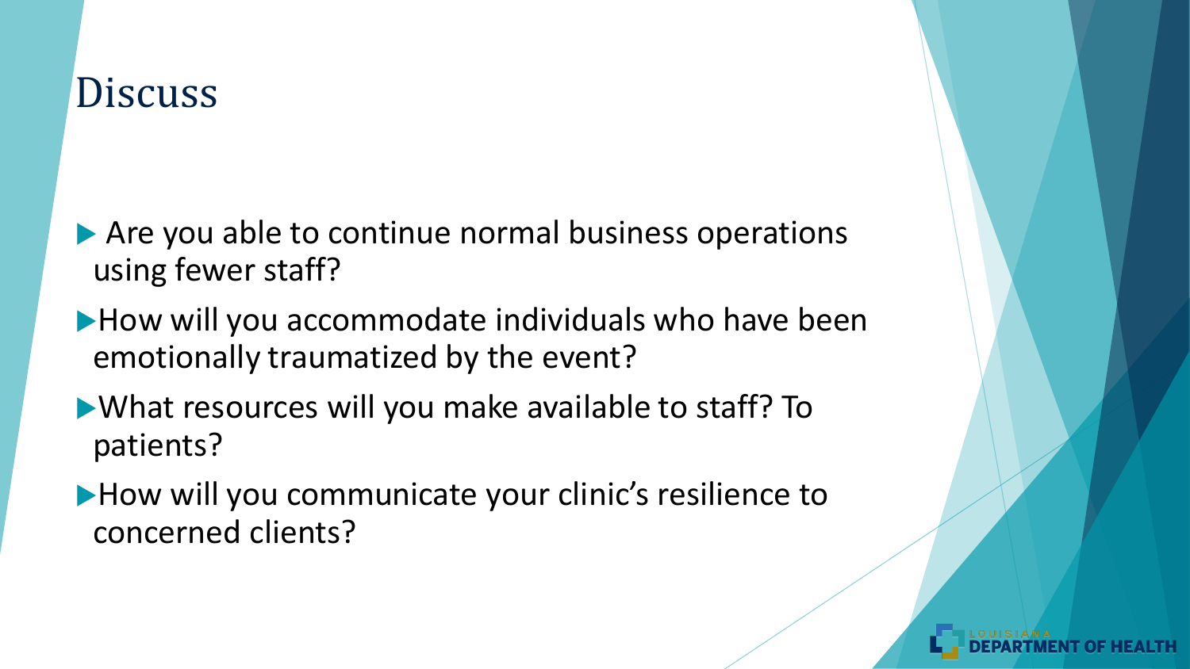# Discuss

- Are you able to continue normal business operations using fewer staff?
- How will you accommodate individuals who have been emotionally traumatized by the event?
- What resources will you make available to staff? To patients?
- How will you communicate your clinic's resilience to concerned clients?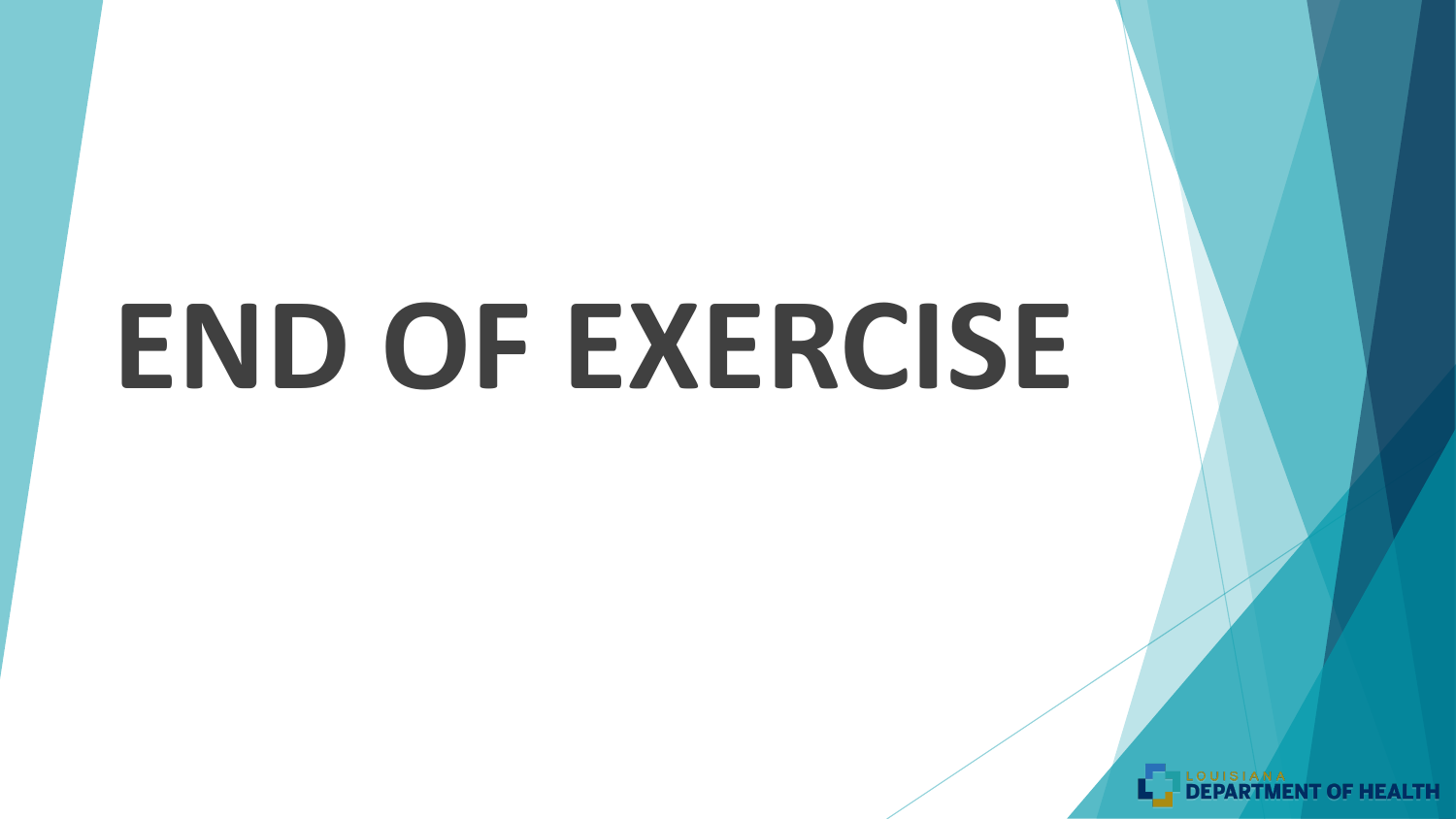# END OF EXERCISE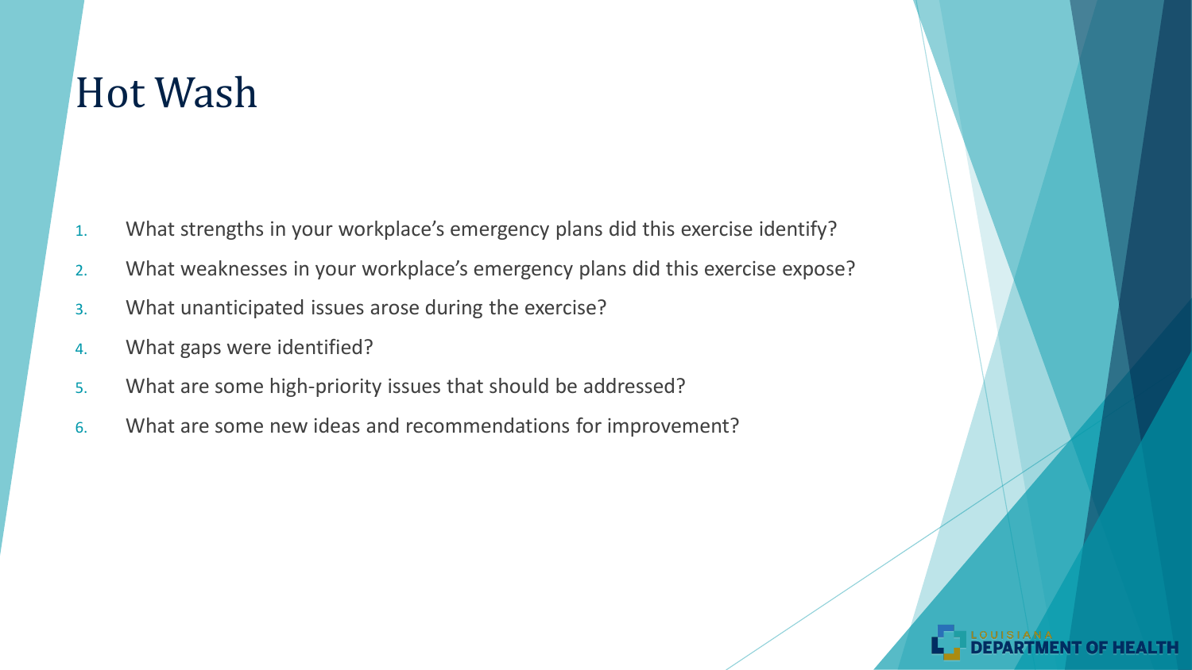# Hot Wash

1. What strengths in your workplace's emergency plans did this exercise identify?
2. What weaknesses in your workplace's emergency plans did this exercise expose?
3. What unanticipated issues arose during the exercise?
4. What gaps were identified?
5. What are some high-priority issues that should be addressed?
6. What are some new ideas and recommendations for improvement?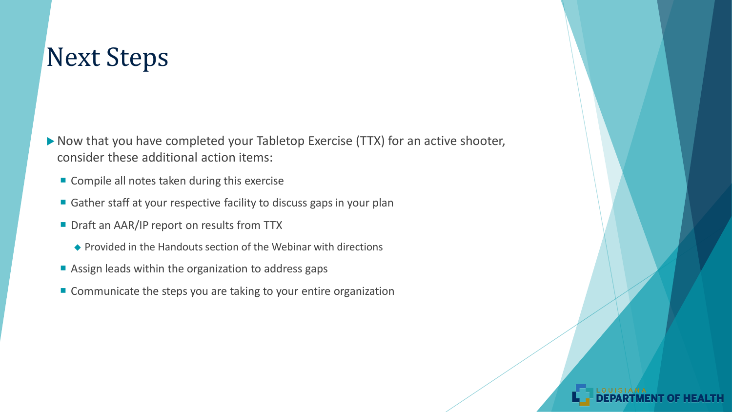# Next Steps

- Now that you have completed your Tabletop Exercise (TTX) for an active shooter, consider these additional action items:
  - Compile all notes taken during this exercise
  - Gather staff at your respective facility to discuss gaps in your plan
  - Draft an AAR/IP report on results from TTX
    - Provided in the Handouts section of the Webinar with directions
  - Assign leads within the organization to address gaps
  - Communicate the steps you are taking to your entire organization

LOUISIANA DEPARTMENT OF HEALTH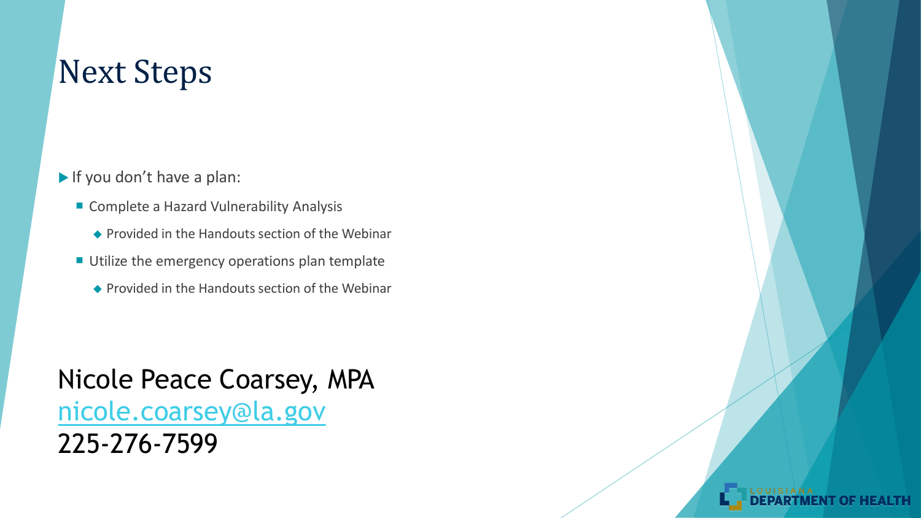# Next Steps

- If you don't have a plan:
  - Complete a Hazard Vulnerability Analysis
    - Provided in the Handouts section of the Webinar
  - Utilize the emergency operations plan template
    - Provided in the Handouts section of the Webinar

Nicole Peace Coarsey, MPA
nicole.coarsey@la.gov
225-276-7599

LOUISIANA DEPARTMENT OF HEALTH